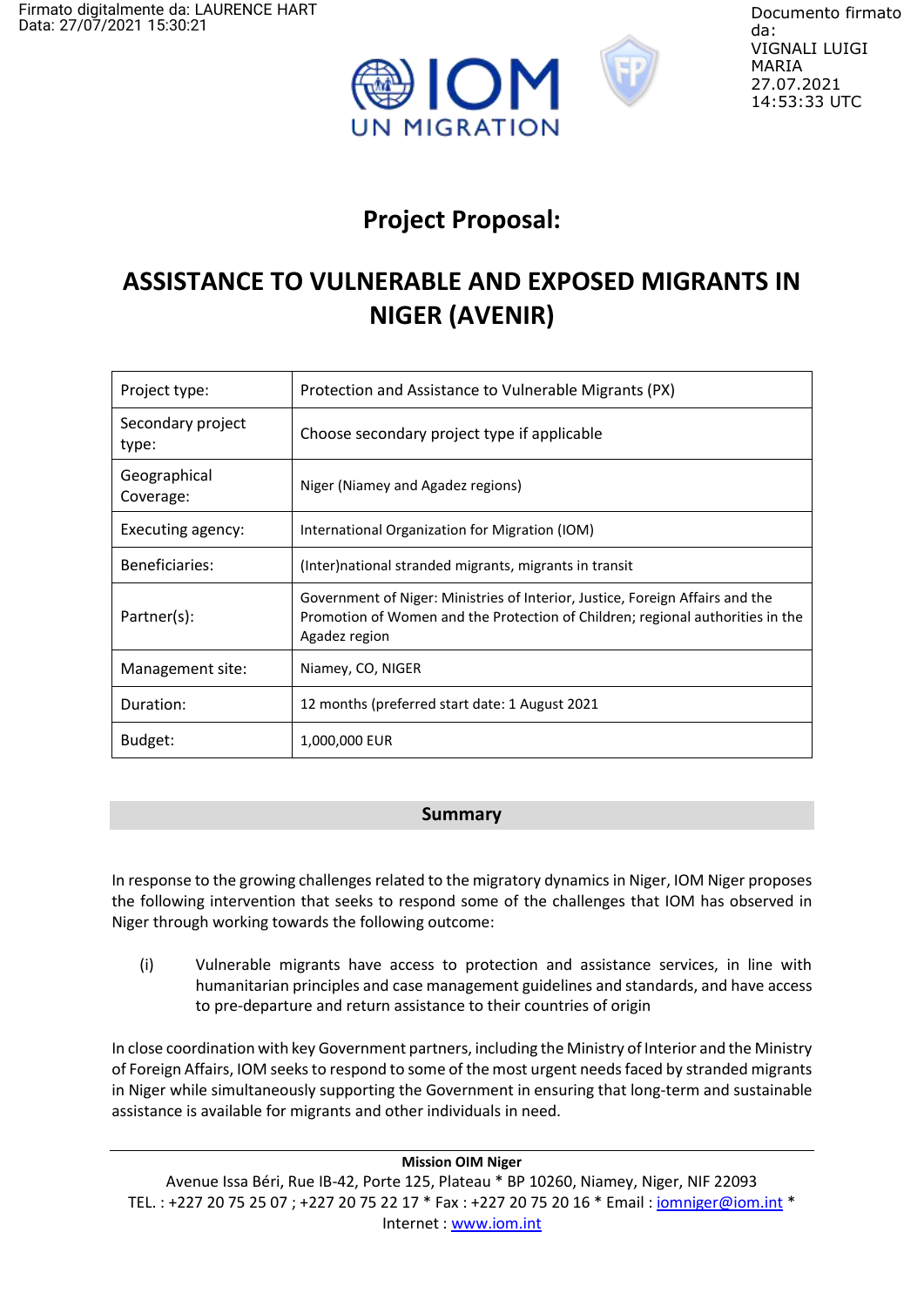Firmato digitalmente da: LAURENCE HART
Data: 27/07/2021 15:30:21

Documento firmato da:
VIGNALI LUIGI MARIA
27.07.2021
14:53:33 UTC

# Project Proposal:

# ASSISTANCE TO VULNERABLE AND EXPOSED MIGRANTS IN NIGER (AVENIR)

| Project type: | Protection and Assistance to Vulnerable Migrants (PX) |
|---|---|
| Secondary project type: | Choose secondary project type if applicable |
| Geographical Coverage: | Niger (Niamey and Agadez regions) |
| Executing agency: | International Organization for Migration (IOM) |
| Beneficiaries: | (Inter)national stranded migrants, migrants in transit |
| Partner(s): | Government of Niger: Ministries of Interior, Justice, Foreign Affairs and the Promotion of Women and the Protection of Children; regional authorities in the Agadez region |
| Management site: | Niamey, CO, NIGER |
| Duration: | 12 months (preferred start date: 1 August 2021 |
| Budget: | 1,000,000 EUR |

## Summary

In response to the growing challenges related to the migratory dynamics in Niger, IOM Niger proposes the following intervention that seeks to respond some of the challenges that IOM has observed in Niger through working towards the following outcome:

(i) Vulnerable migrants have access to protection and assistance services, in line with humanitarian principles and case management guidelines and standards, and have access to pre-departure and return assistance to their countries of origin

In close coordination with key Government partners, including the Ministry of Interior and the Ministry of Foreign Affairs, IOM seeks to respond to some of the most urgent needs faced by stranded migrants in Niger while simultaneously supporting the Government in ensuring that long-term and sustainable assistance is available for migrants and other individuals in need.

**Mission OIM Niger**
Avenue Issa Béri, Rue IB-42, Porte 125, Plateau * BP 10260, Niamey, Niger, NIF 22093
TEL. : +227 20 75 25 07 ; +227 20 75 22 17 * Fax : +227 20 75 20 16 * Email : iomniger@iom.int *
Internet : www.iom.int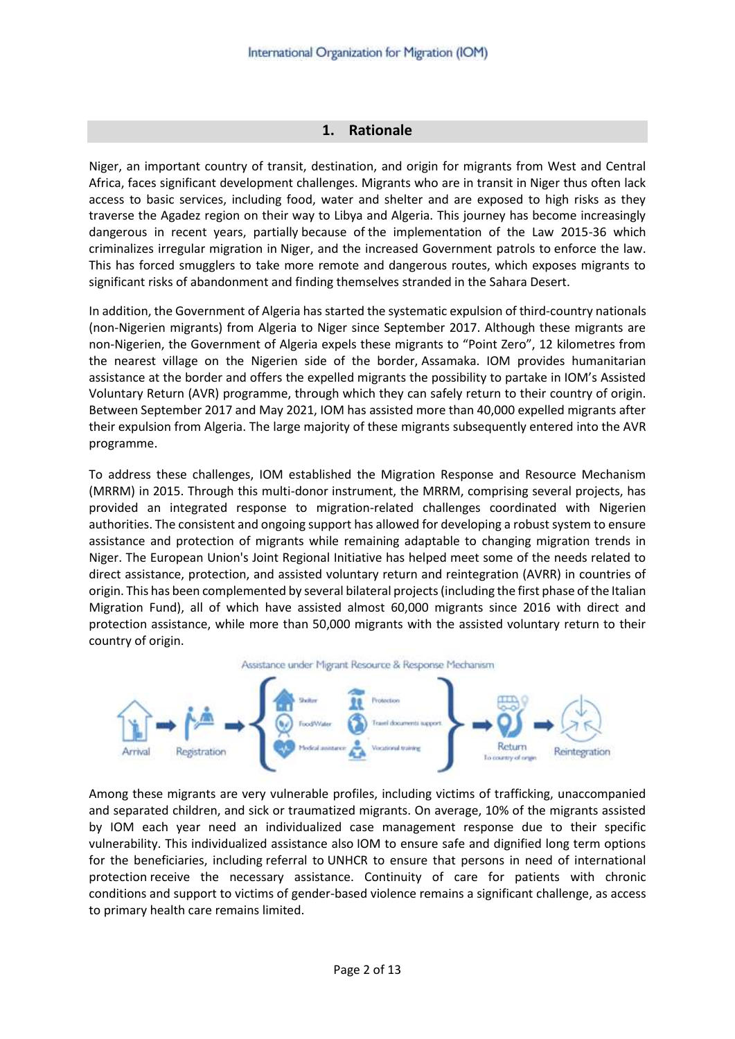## 1. Rationale

Niger, an important country of transit, destination, and origin for migrants from West and Central Africa, faces significant development challenges. Migrants who are in transit in Niger thus often lack access to basic services, including food, water and shelter and are exposed to high risks as they traverse the Agadez region on their way to Libya and Algeria. This journey has become increasingly dangerous in recent years, partially because of the implementation of the Law 2015-36 which criminalizes irregular migration in Niger, and the increased Government patrols to enforce the law. This has forced smugglers to take more remote and dangerous routes, which exposes migrants to significant risks of abandonment and finding themselves stranded in the Sahara Desert.

In addition, the Government of Algeria has started the systematic expulsion of third-country nationals (non-Nigerien migrants) from Algeria to Niger since September 2017. Although these migrants are non-Nigerien, the Government of Algeria expels these migrants to "Point Zero", 12 kilometres from the nearest village on the Nigerien side of the border, Assamaka. IOM provides humanitarian assistance at the border and offers the expelled migrants the possibility to partake in IOM's Assisted Voluntary Return (AVR) programme, through which they can safely return to their country of origin. Between September 2017 and May 2021, IOM has assisted more than 40,000 expelled migrants after their expulsion from Algeria. The large majority of these migrants subsequently entered into the AVR programme.

To address these challenges, IOM established the Migration Response and Resource Mechanism (MRRM) in 2015. Through this multi-donor instrument, the MRRM, comprising several projects, has provided an integrated response to migration-related challenges coordinated with Nigerien authorities. The consistent and ongoing support has allowed for developing a robust system to ensure assistance and protection of migrants while remaining adaptable to changing migration trends in Niger. The European Union's Joint Regional Initiative has helped meet some of the needs related to direct assistance, protection, and assisted voluntary return and reintegration (AVRR) in countries of origin. This has been complemented by several bilateral projects (including the first phase of the Italian Migration Fund), all of which have assisted almost 60,000 migrants since 2016 with direct and protection assistance, while more than 50,000 migrants with the assisted voluntary return to their country of origin.

Assistance under Migrant Resource & Response Mechanism

Arrival → Registration → { Shelter, Food/Water, Medical assistance, Protection, Travel documents support, Vocational training } → Return (To country of origin) → Reintegration

Among these migrants are very vulnerable profiles, including victims of trafficking, unaccompanied and separated children, and sick or traumatized migrants. On average, 10% of the migrants assisted by IOM each year need an individualized case management response due to their specific vulnerability. This individualized assistance also IOM to ensure safe and dignified long term options for the beneficiaries, including referral to UNHCR to ensure that persons in need of international protection receive the necessary assistance. Continuity of care for patients with chronic conditions and support to victims of gender-based violence remains a significant challenge, as access to primary health care remains limited.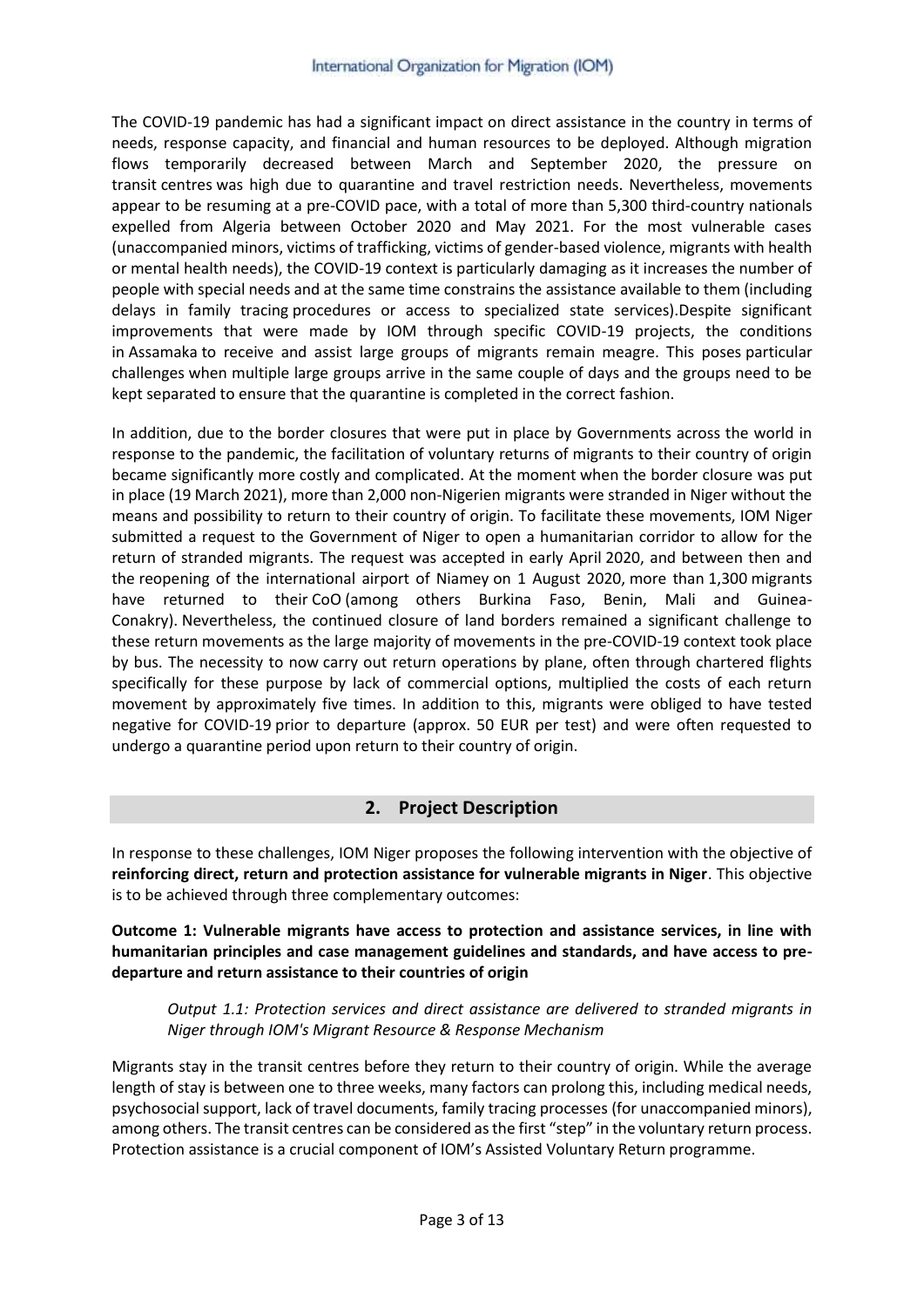The COVID-19 pandemic has had a significant impact on direct assistance in the country in terms of needs, response capacity, and financial and human resources to be deployed. Although migration flows temporarily decreased between March and September 2020, the pressure on transit centres was high due to quarantine and travel restriction needs. Nevertheless, movements appear to be resuming at a pre-COVID pace, with a total of more than 5,300 third-country nationals expelled from Algeria between October 2020 and May 2021. For the most vulnerable cases (unaccompanied minors, victims of trafficking, victims of gender-based violence, migrants with health or mental health needs), the COVID-19 context is particularly damaging as it increases the number of people with special needs and at the same time constrains the assistance available to them (including delays in family tracing procedures or access to specialized state services).Despite significant improvements that were made by IOM through specific COVID-19 projects, the conditions in Assamaka to receive and assist large groups of migrants remain meagre. This poses particular challenges when multiple large groups arrive in the same couple of days and the groups need to be kept separated to ensure that the quarantine is completed in the correct fashion.

In addition, due to the border closures that were put in place by Governments across the world in response to the pandemic, the facilitation of voluntary returns of migrants to their country of origin became significantly more costly and complicated. At the moment when the border closure was put in place (19 March 2021), more than 2,000 non-Nigerien migrants were stranded in Niger without the means and possibility to return to their country of origin. To facilitate these movements, IOM Niger submitted a request to the Government of Niger to open a humanitarian corridor to allow for the return of stranded migrants. The request was accepted in early April 2020, and between then and the reopening of the international airport of Niamey on 1 August 2020, more than 1,300 migrants have returned to their CoO (among others Burkina Faso, Benin, Mali and Guinea-Conakry). Nevertheless, the continued closure of land borders remained a significant challenge to these return movements as the large majority of movements in the pre-COVID-19 context took place by bus. The necessity to now carry out return operations by plane, often through chartered flights specifically for these purpose by lack of commercial options, multiplied the costs of each return movement by approximately five times. In addition to this, migrants were obliged to have tested negative for COVID-19 prior to departure (approx. 50 EUR per test) and were often requested to undergo a quarantine period upon return to their country of origin.

## 2. Project Description

In response to these challenges, IOM Niger proposes the following intervention with the objective of **reinforcing direct, return and protection assistance for vulnerable migrants in Niger**. This objective is to be achieved through three complementary outcomes:

**Outcome 1: Vulnerable migrants have access to protection and assistance services, in line with humanitarian principles and case management guidelines and standards, and have access to pre-departure and return assistance to their countries of origin**

*Output 1.1: Protection services and direct assistance are delivered to stranded migrants in Niger through IOM's Migrant Resource & Response Mechanism*

Migrants stay in the transit centres before they return to their country of origin. While the average length of stay is between one to three weeks, many factors can prolong this, including medical needs, psychosocial support, lack of travel documents, family tracing processes (for unaccompanied minors), among others. The transit centres can be considered as the first "step" in the voluntary return process. Protection assistance is a crucial component of IOM's Assisted Voluntary Return programme.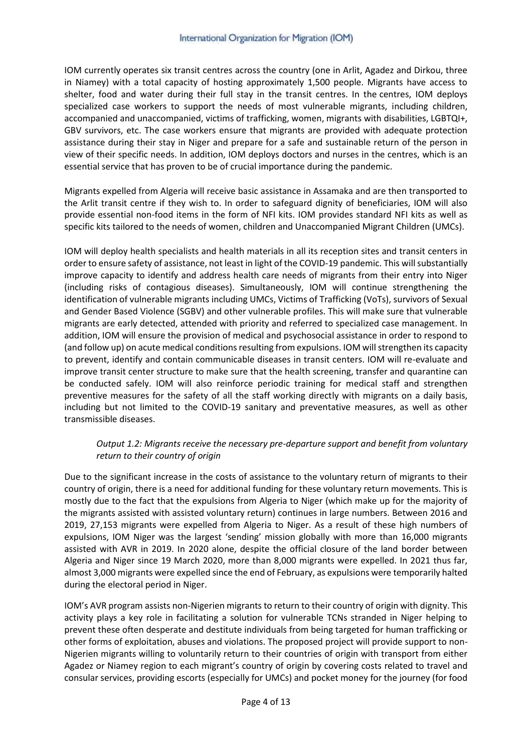IOM currently operates six transit centres across the country (one in Arlit, Agadez and Dirkou, three in Niamey) with a total capacity of hosting approximately 1,500 people. Migrants have access to shelter, food and water during their full stay in the transit centres. In the centres, IOM deploys specialized case workers to support the needs of most vulnerable migrants, including children, accompanied and unaccompanied, victims of trafficking, women, migrants with disabilities, LGBTQI+, GBV survivors, etc. The case workers ensure that migrants are provided with adequate protection assistance during their stay in Niger and prepare for a safe and sustainable return of the person in view of their specific needs. In addition, IOM deploys doctors and nurses in the centres, which is an essential service that has proven to be of crucial importance during the pandemic.

Migrants expelled from Algeria will receive basic assistance in Assamaka and are then transported to the Arlit transit centre if they wish to. In order to safeguard dignity of beneficiaries, IOM will also provide essential non-food items in the form of NFI kits. IOM provides standard NFI kits as well as specific kits tailored to the needs of women, children and Unaccompanied Migrant Children (UMCs).

IOM will deploy health specialists and health materials in all its reception sites and transit centers in order to ensure safety of assistance, not least in light of the COVID-19 pandemic. This will substantially improve capacity to identify and address health care needs of migrants from their entry into Niger (including risks of contagious diseases). Simultaneously, IOM will continue strengthening the identification of vulnerable migrants including UMCs, Victims of Trafficking (VoTs), survivors of Sexual and Gender Based Violence (SGBV) and other vulnerable profiles. This will make sure that vulnerable migrants are early detected, attended with priority and referred to specialized case management. In addition, IOM will ensure the provision of medical and psychosocial assistance in order to respond to (and follow up) on acute medical conditions resulting from expulsions. IOM will strengthen its capacity to prevent, identify and contain communicable diseases in transit centers. IOM will re-evaluate and improve transit center structure to make sure that the health screening, transfer and quarantine can be conducted safely. IOM will also reinforce periodic training for medical staff and strengthen preventive measures for the safety of all the staff working directly with migrants on a daily basis, including but not limited to the COVID-19 sanitary and preventative measures, as well as other transmissible diseases.

*Output 1.2: Migrants receive the necessary pre-departure support and benefit from voluntary return to their country of origin*

Due to the significant increase in the costs of assistance to the voluntary return of migrants to their country of origin, there is a need for additional funding for these voluntary return movements. This is mostly due to the fact that the expulsions from Algeria to Niger (which make up for the majority of the migrants assisted with assisted voluntary return) continues in large numbers. Between 2016 and 2019, 27,153 migrants were expelled from Algeria to Niger. As a result of these high numbers of expulsions, IOM Niger was the largest 'sending' mission globally with more than 16,000 migrants assisted with AVR in 2019. In 2020 alone, despite the official closure of the land border between Algeria and Niger since 19 March 2020, more than 8,000 migrants were expelled. In 2021 thus far, almost 3,000 migrants were expelled since the end of February, as expulsions were temporarily halted during the electoral period in Niger.

IOM's AVR program assists non-Nigerien migrants to return to their country of origin with dignity. This activity plays a key role in facilitating a solution for vulnerable TCNs stranded in Niger helping to prevent these often desperate and destitute individuals from being targeted for human trafficking or other forms of exploitation, abuses and violations. The proposed project will provide support to non-Nigerien migrants willing to voluntarily return to their countries of origin with transport from either Agadez or Niamey region to each migrant's country of origin by covering costs related to travel and consular services, providing escorts (especially for UMCs) and pocket money for the journey (for food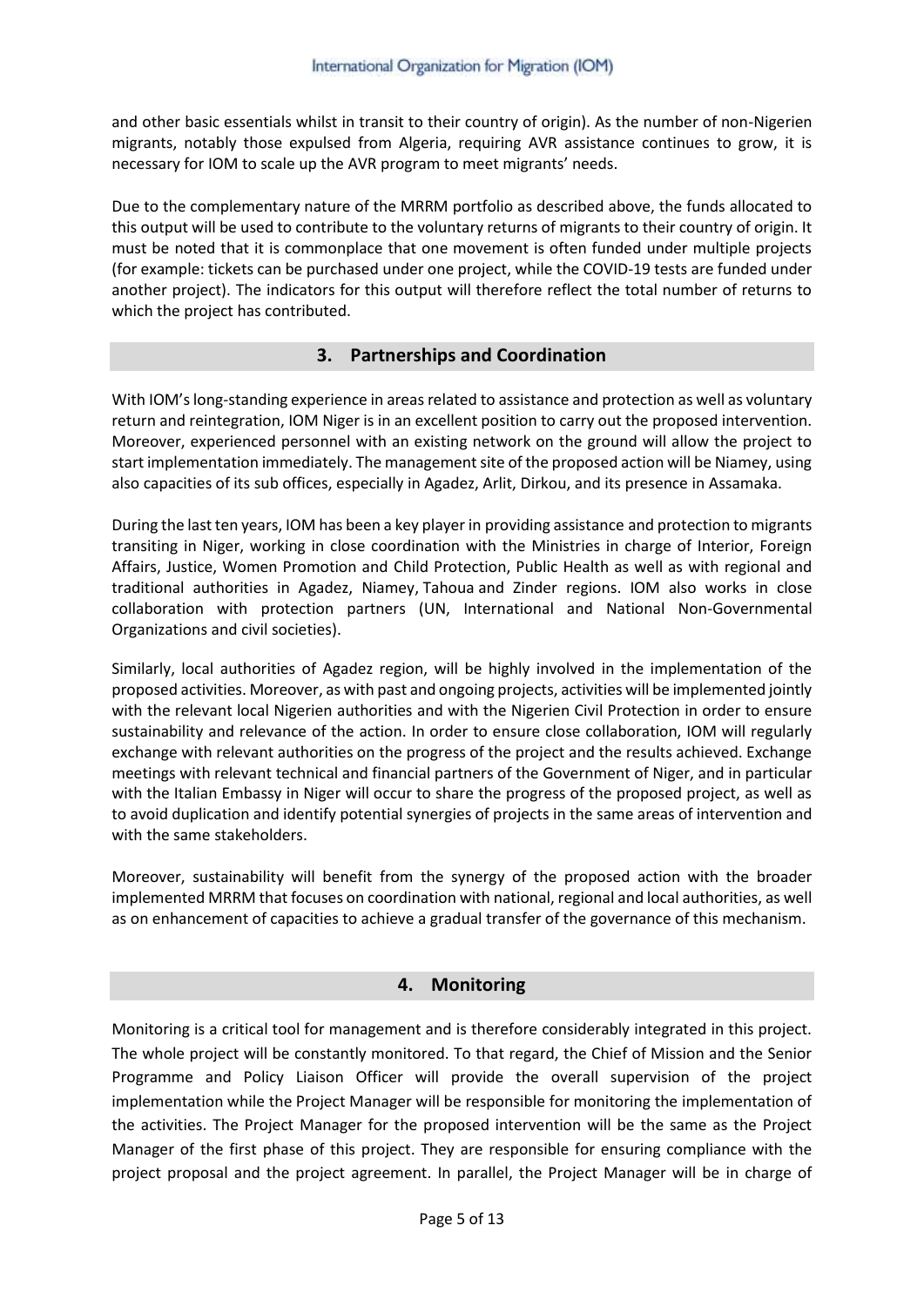and other basic essentials whilst in transit to their country of origin). As the number of non-Nigerien migrants, notably those expulsed from Algeria, requiring AVR assistance continues to grow, it is necessary for IOM to scale up the AVR program to meet migrants' needs.

Due to the complementary nature of the MRRM portfolio as described above, the funds allocated to this output will be used to contribute to the voluntary returns of migrants to their country of origin. It must be noted that it is commonplace that one movement is often funded under multiple projects (for example: tickets can be purchased under one project, while the COVID-19 tests are funded under another project). The indicators for this output will therefore reflect the total number of returns to which the project has contributed.

## 3. Partnerships and Coordination

With IOM's long-standing experience in areas related to assistance and protection as well as voluntary return and reintegration, IOM Niger is in an excellent position to carry out the proposed intervention. Moreover, experienced personnel with an existing network on the ground will allow the project to start implementation immediately. The management site of the proposed action will be Niamey, using also capacities of its sub offices, especially in Agadez, Arlit, Dirkou, and its presence in Assamaka.

During the last ten years, IOM has been a key player in providing assistance and protection to migrants transiting in Niger, working in close coordination with the Ministries in charge of Interior, Foreign Affairs, Justice, Women Promotion and Child Protection, Public Health as well as with regional and traditional authorities in Agadez, Niamey, Tahoua and Zinder regions. IOM also works in close collaboration with protection partners (UN, International and National Non-Governmental Organizations and civil societies).

Similarly, local authorities of Agadez region, will be highly involved in the implementation of the proposed activities. Moreover, as with past and ongoing projects, activities will be implemented jointly with the relevant local Nigerien authorities and with the Nigerien Civil Protection in order to ensure sustainability and relevance of the action. In order to ensure close collaboration, IOM will regularly exchange with relevant authorities on the progress of the project and the results achieved. Exchange meetings with relevant technical and financial partners of the Government of Niger, and in particular with the Italian Embassy in Niger will occur to share the progress of the proposed project, as well as to avoid duplication and identify potential synergies of projects in the same areas of intervention and with the same stakeholders.

Moreover, sustainability will benefit from the synergy of the proposed action with the broader implemented MRRM that focuses on coordination with national, regional and local authorities, as well as on enhancement of capacities to achieve a gradual transfer of the governance of this mechanism.

## 4. Monitoring

Monitoring is a critical tool for management and is therefore considerably integrated in this project. The whole project will be constantly monitored. To that regard, the Chief of Mission and the Senior Programme and Policy Liaison Officer will provide the overall supervision of the project implementation while the Project Manager will be responsible for monitoring the implementation of the activities. The Project Manager for the proposed intervention will be the same as the Project Manager of the first phase of this project. They are responsible for ensuring compliance with the project proposal and the project agreement. In parallel, the Project Manager will be in charge of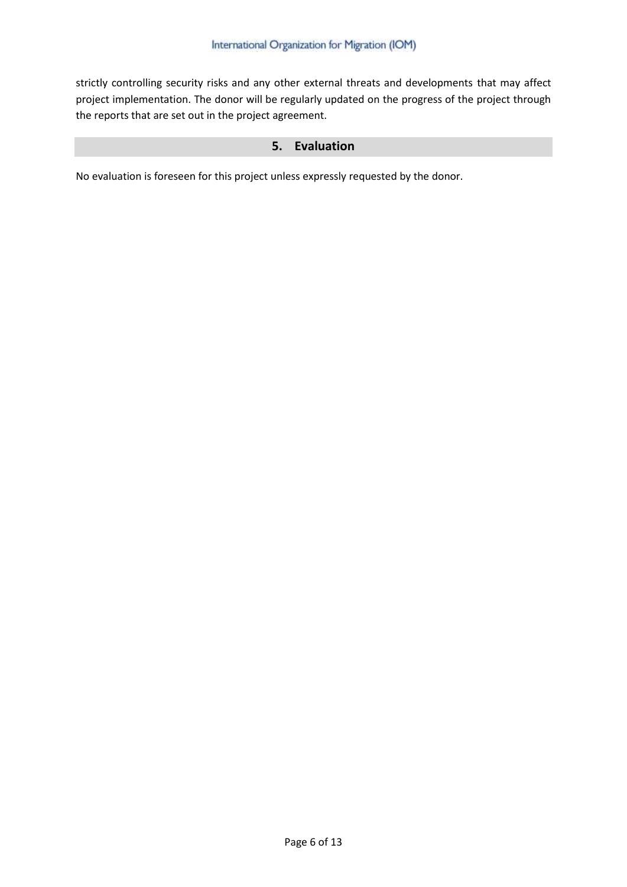strictly controlling security risks and any other external threats and developments that may affect project implementation. The donor will be regularly updated on the progress of the project through the reports that are set out in the project agreement.

## 5. Evaluation

No evaluation is foreseen for this project unless expressly requested by the donor.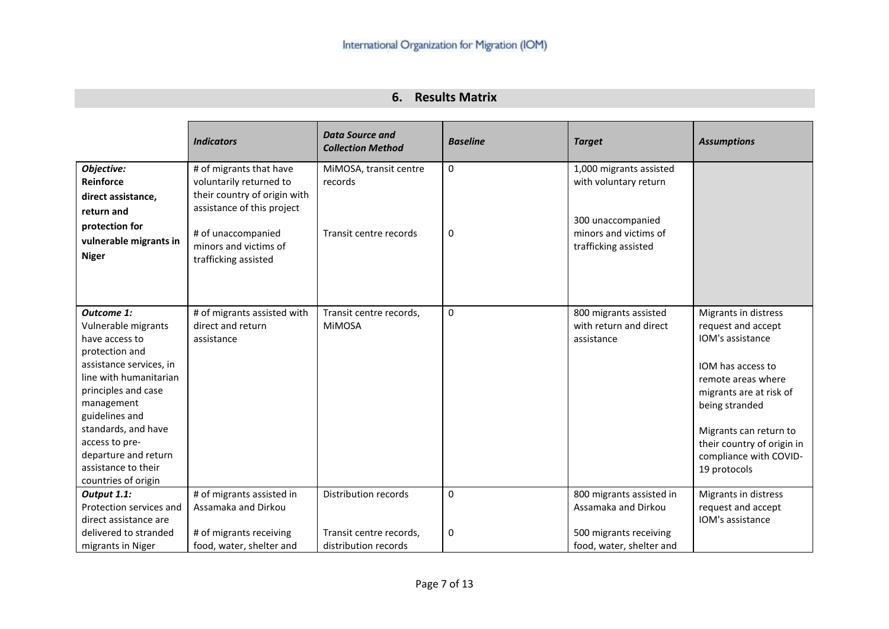## 6. Results Matrix

| | *Indicators* | *Data Source and Collection Method* | *Baseline* | *Target* | *Assumptions* |
|---|---|---|---|---|---|
| ***Objective:*** **Reinforce direct assistance, return and protection for vulnerable migrants in Niger** | # of migrants that have voluntarily returned to their country of origin with assistance of this project<br><br># of unaccompanied minors and victims of trafficking assisted | MiMOSA, transit centre records<br><br>Transit centre records | 0<br><br>0 | 1,000 migrants assisted with voluntary return<br><br>300 unaccompanied minors and victims of trafficking assisted | |
| ***Outcome 1:*** Vulnerable migrants have access to protection and assistance services, in line with humanitarian principles and case management guidelines and standards, and have access to pre-departure and return assistance to their countries of origin | # of migrants assisted with direct and return assistance | Transit centre records, MiMOSA | 0 | 800 migrants assisted with return and direct assistance | Migrants in distress request and accept IOM's assistance<br><br>IOM has access to remote areas where migrants are at risk of being stranded<br><br>Migrants can return to their country of origin in compliance with COVID-19 protocols |
| ***Output 1.1:*** Protection services and direct assistance are delivered to stranded migrants in Niger | # of migrants assisted in Assamaka and Dirkou<br><br># of migrants receiving food, water, shelter and | Distribution records<br><br>Transit centre records, distribution records | 0<br><br>0 | 800 migrants assisted in Assamaka and Dirkou<br><br>500 migrants receiving food, water, shelter and | Migrants in distress request and accept IOM's assistance |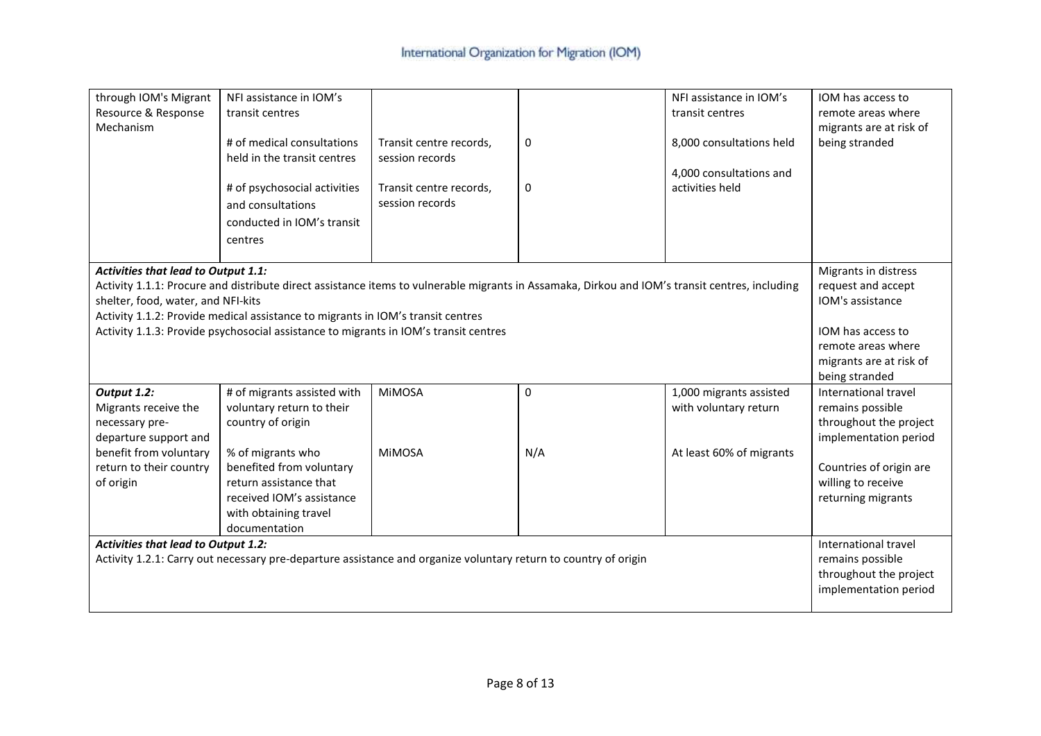| | | | | | |
|---|---|---|---|---|---|
| through IOM's Migrant Resource & Response Mechanism | NFI assistance in IOM's transit centres<br><br># of medical consultations held in the transit centres<br><br># of psychosocial activities and consultations conducted in IOM's transit centres | <br><br>Transit centre records, session records<br><br>Transit centre records, session records | <br><br>0<br><br>0 | NFI assistance in IOM's transit centres<br><br>8,000 consultations held<br><br>4,000 consultations and activities held | IOM has access to remote areas where migrants are at risk of being stranded |
| ***Activities that lead to Output 1.1:***<br>Activity 1.1.1: Procure and distribute direct assistance items to vulnerable migrants in Assamaka, Dirkou and IOM's transit centres, including shelter, food, water, and NFI-kits<br>Activity 1.1.2: Provide medical assistance to migrants in IOM's transit centres<br>Activity 1.1.3: Provide psychosocial assistance to migrants in IOM's transit centres | | | | | Migrants in distress request and accept IOM's assistance<br><br>IOM has access to remote areas where migrants are at risk of being stranded |
| ***Output 1.2:***<br>Migrants receive the necessary pre-departure support and benefit from voluntary return to their country of origin | # of migrants assisted with voluntary return to their country of origin<br><br>% of migrants who benefited from voluntary return assistance that received IOM's assistance with obtaining travel documentation | MiMOSA<br><br>MiMOSA | 0<br><br>N/A | 1,000 migrants assisted with voluntary return<br><br>At least 60% of migrants | International travel remains possible throughout the project implementation period<br><br>Countries of origin are willing to receive returning migrants |
| ***Activities that lead to Output 1.2:***<br>Activity 1.2.1: Carry out necessary pre-departure assistance and organize voluntary return to country of origin | | | | | International travel remains possible throughout the project implementation period |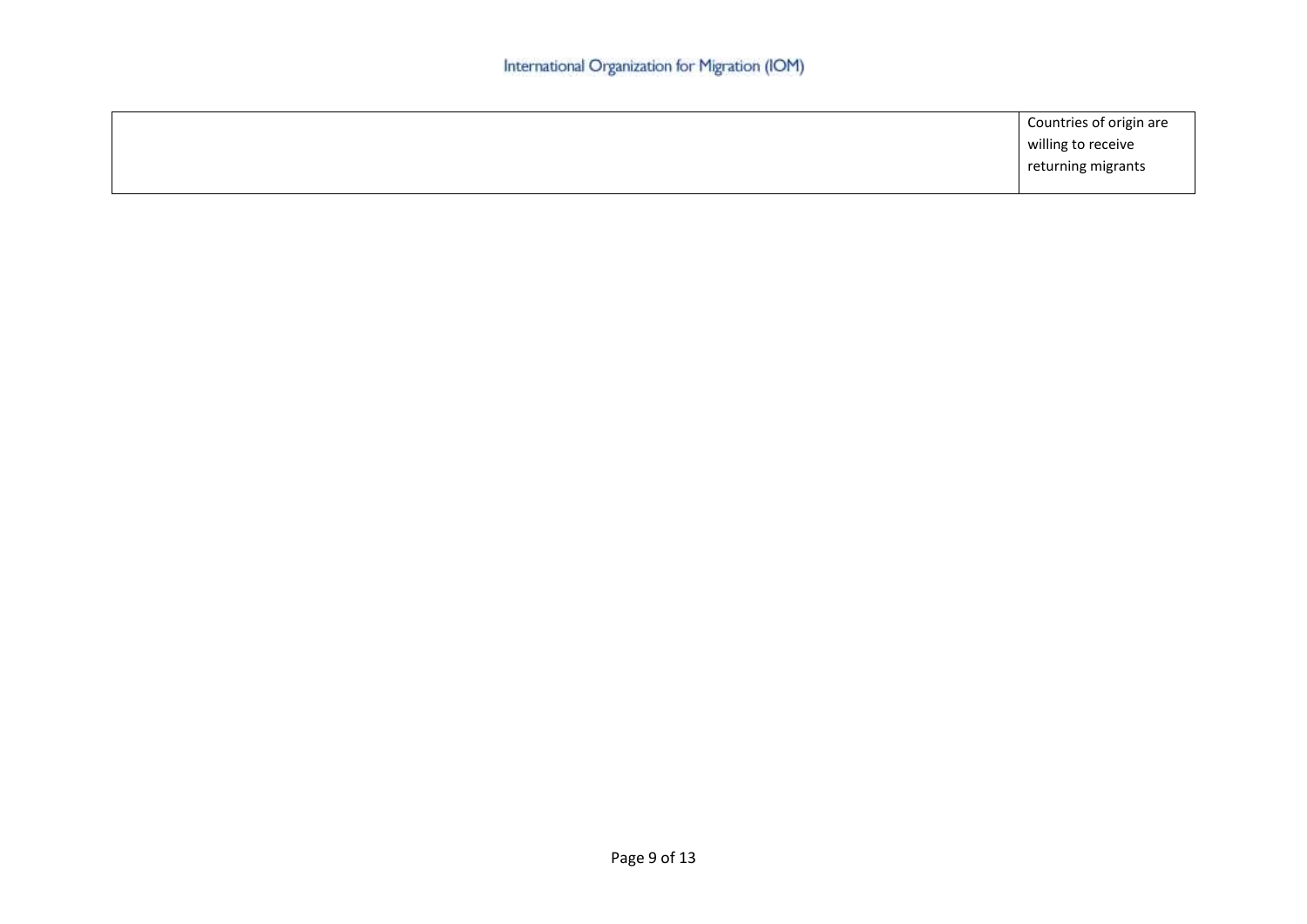| | |
|---|---|
| | Countries of origin are willing to receive returning migrants |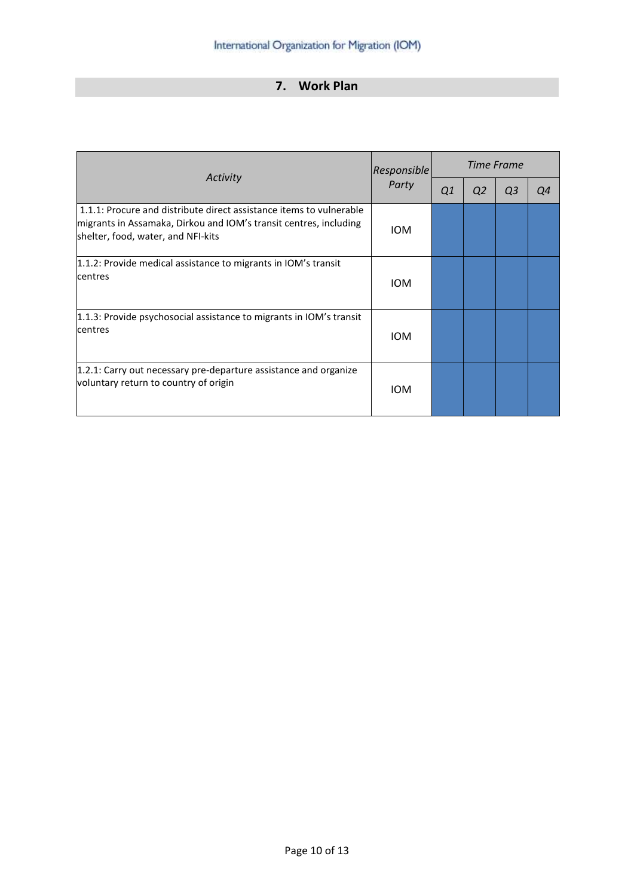## 7. Work Plan

| *Activity* | *Responsible Party* | *Time Frame* | | | |
|---|---|---|---|---|---|
| | | *Q1* | *Q2* | *Q3* | *Q4* |
| 1.1.1: Procure and distribute direct assistance items to vulnerable migrants in Assamaka, Dirkou and IOM's transit centres, including shelter, food, water, and NFI-kits | IOM | | | | |
| 1.1.2: Provide medical assistance to migrants in IOM's transit centres | IOM | | | | |
| 1.1.3: Provide psychosocial assistance to migrants in IOM's transit centres | IOM | | | | |
| 1.2.1: Carry out necessary pre-departure assistance and organize voluntary return to country of origin | IOM | | | | |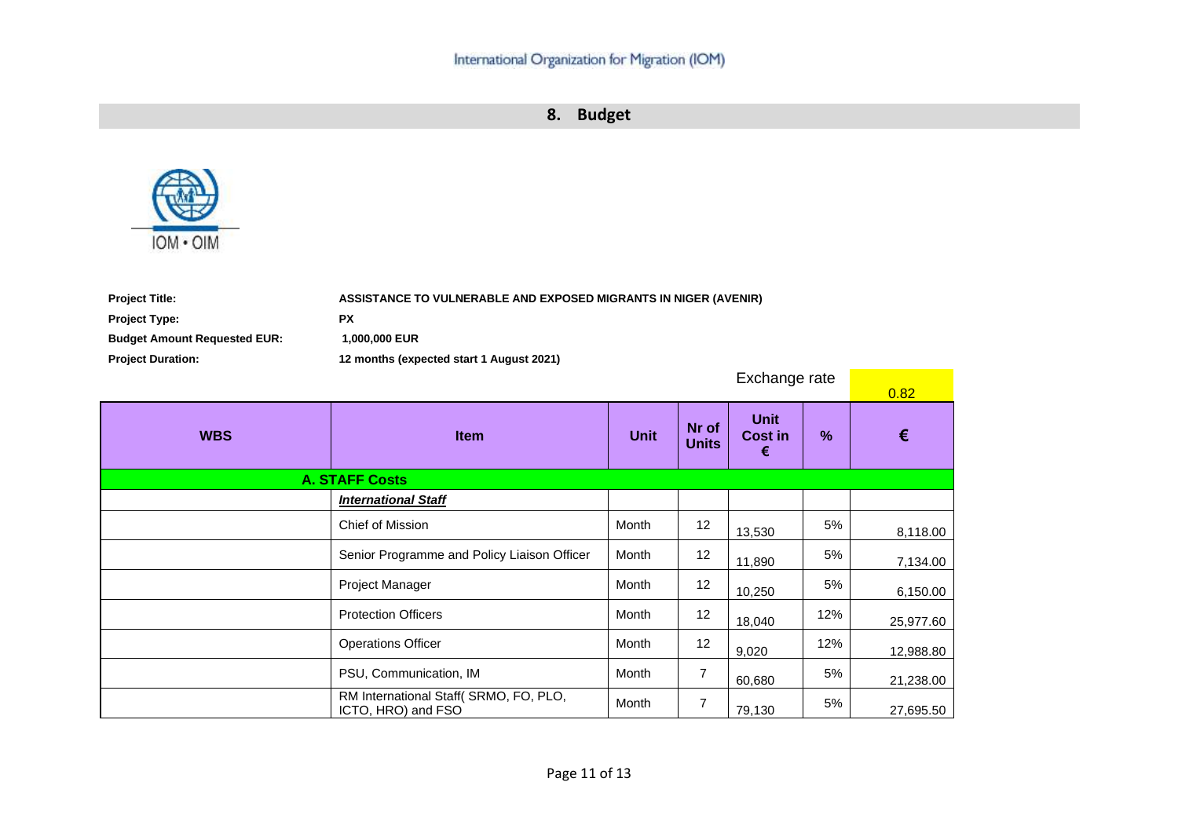## 8. Budget

IOM • OIM

**Project Title:** **ASSISTANCE TO VULNERABLE AND EXPOSED MIGRANTS IN NIGER (AVENIR)**

**Project Type:** **PX**

**Budget Amount Requested EUR:** **1,000,000 EUR**

**Project Duration:** **12 months (expected start 1 August 2021)**

Exchange rate 0.82

| WBS | Item | Unit | Nr of Units | Unit Cost in € | % | € |
|---|---|---|---|---|---|---|
| **A. STAFF Costs** | | | | | | |
| | ***International Staff*** | | | | | |
| | Chief of Mission | Month | 12 | 13,530 | 5% | 8,118.00 |
| | Senior Programme and Policy Liaison Officer | Month | 12 | 11,890 | 5% | 7,134.00 |
| | Project Manager | Month | 12 | 10,250 | 5% | 6,150.00 |
| | Protection Officers | Month | 12 | 18,040 | 12% | 25,977.60 |
| | Operations Officer | Month | 12 | 9,020 | 12% | 12,988.80 |
| | PSU, Communication, IM | Month | 7 | 60,680 | 5% | 21,238.00 |
| | RM International Staff( SRMO, FO, PLO, ICTO, HRO) and FSO | Month | 7 | 79,130 | 5% | 27,695.50 |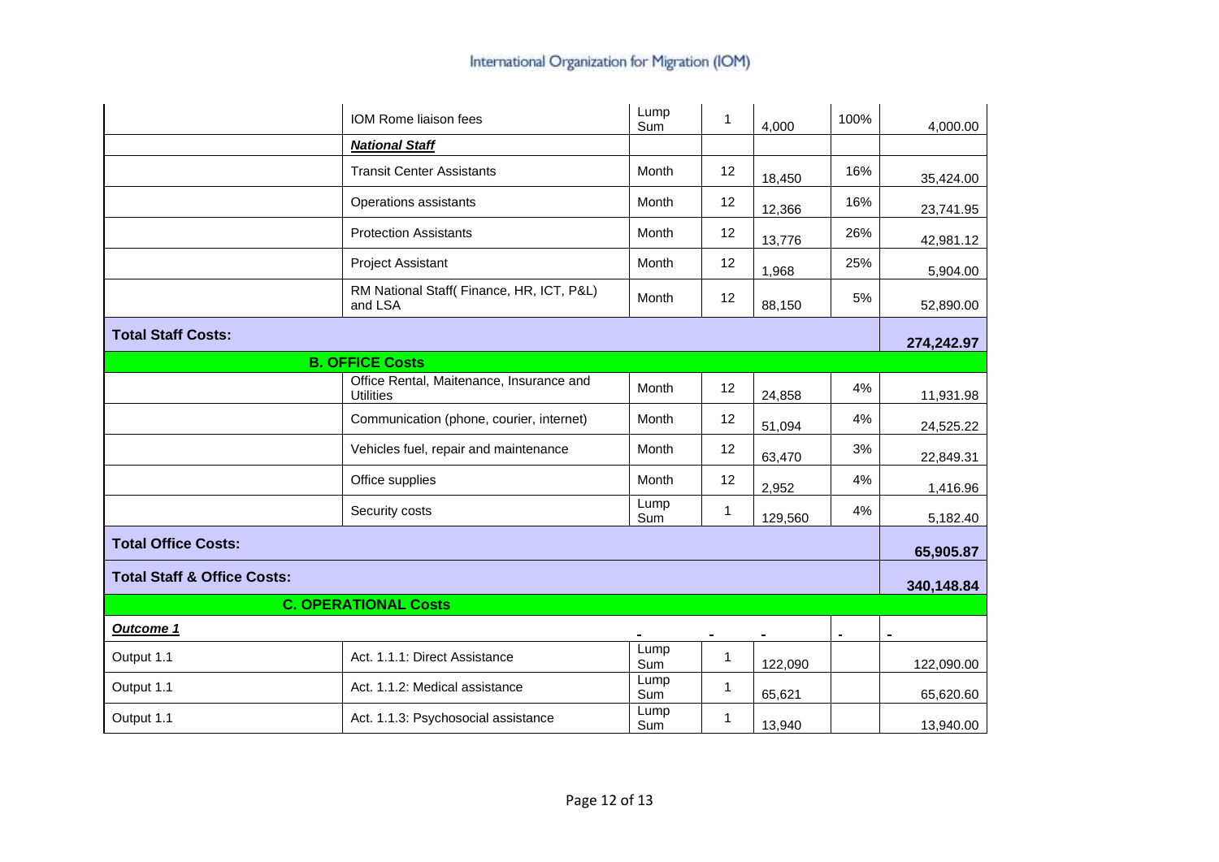| | | | | | | |
|---|---|---|---|---|---|---|
| | IOM Rome liaison fees | Lump Sum | 1 | 4,000 | 100% | 4,000.00 |
| | ***National Staff*** | | | | | |
| | Transit Center Assistants | Month | 12 | 18,450 | 16% | 35,424.00 |
| | Operations assistants | Month | 12 | 12,366 | 16% | 23,741.95 |
| | Protection Assistants | Month | 12 | 13,776 | 26% | 42,981.12 |
| | Project Assistant | Month | 12 | 1,968 | 25% | 5,904.00 |
| | RM National Staff( Finance, HR, ICT, P&L) and LSA | Month | 12 | 88,150 | 5% | 52,890.00 |
| **Total Staff Costs:** | | | | | | **274,242.97** |
| | **B. OFFICE Costs** | | | | | |
| | Office Rental, Maitenance, Insurance and Utilities | Month | 12 | 24,858 | 4% | 11,931.98 |
| | Communication (phone, courier, internet) | Month | 12 | 51,094 | 4% | 24,525.22 |
| | Vehicles fuel, repair and maintenance | Month | 12 | 63,470 | 3% | 22,849.31 |
| | Office supplies | Month | 12 | 2,952 | 4% | 1,416.96 |
| | Security costs | Lump Sum | 1 | 129,560 | 4% | 5,182.40 |
| **Total Office Costs:** | | | | | | **65,905.87** |
| **Total Staff & Office Costs:** | | | | | | **340,148.84** |
| | **C. OPERATIONAL Costs** | | | | | |
| ***Outcome 1*** | | - | - | - | - | - |
| Output 1.1 | Act. 1.1.1: Direct Assistance | Lump Sum | 1 | 122,090 | | 122,090.00 |
| Output 1.1 | Act. 1.1.2: Medical assistance | Lump Sum | 1 | 65,621 | | 65,620.60 |
| Output 1.1 | Act. 1.1.3: Psychosocial assistance | Lump Sum | 1 | 13,940 | | 13,940.00 |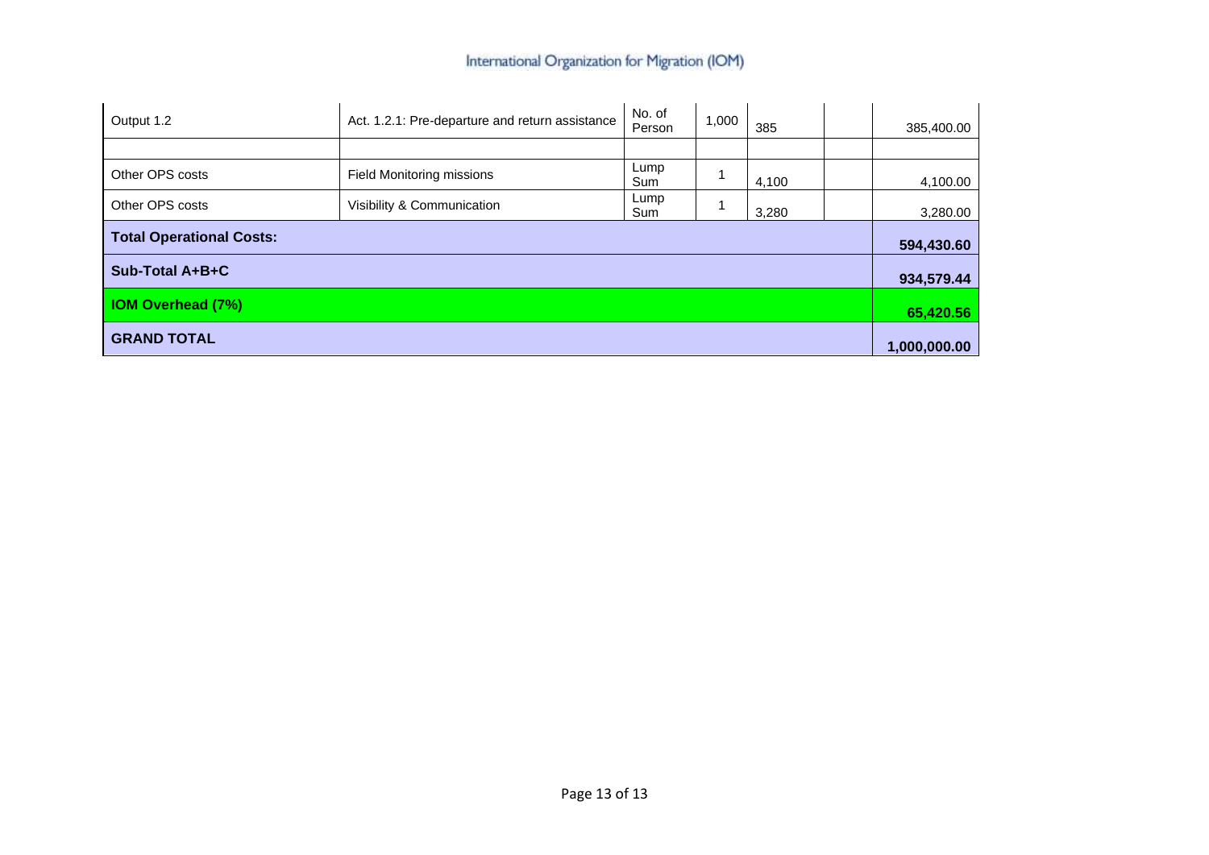| | | | | | | |
|---|---|---|---|---|---|---|
| Output 1.2 | Act. 1.2.1: Pre-departure and return assistance | No. of Person | 1,000 | 385 | | 385,400.00 |
| | | | | | | |
| Other OPS costs | Field Monitoring missions | Lump Sum | 1 | 4,100 | | 4,100.00 |
| Other OPS costs | Visibility & Communication | Lump Sum | 1 | 3,280 | | 3,280.00 |
| **Total Operational Costs:** | | | | | | **594,430.60** |
| **Sub-Total A+B+C** | | | | | | **934,579.44** |
| **IOM Overhead (7%)** | | | | | | **65,420.56** |
| **GRAND TOTAL** | | | | | | **1,000,000.00** |